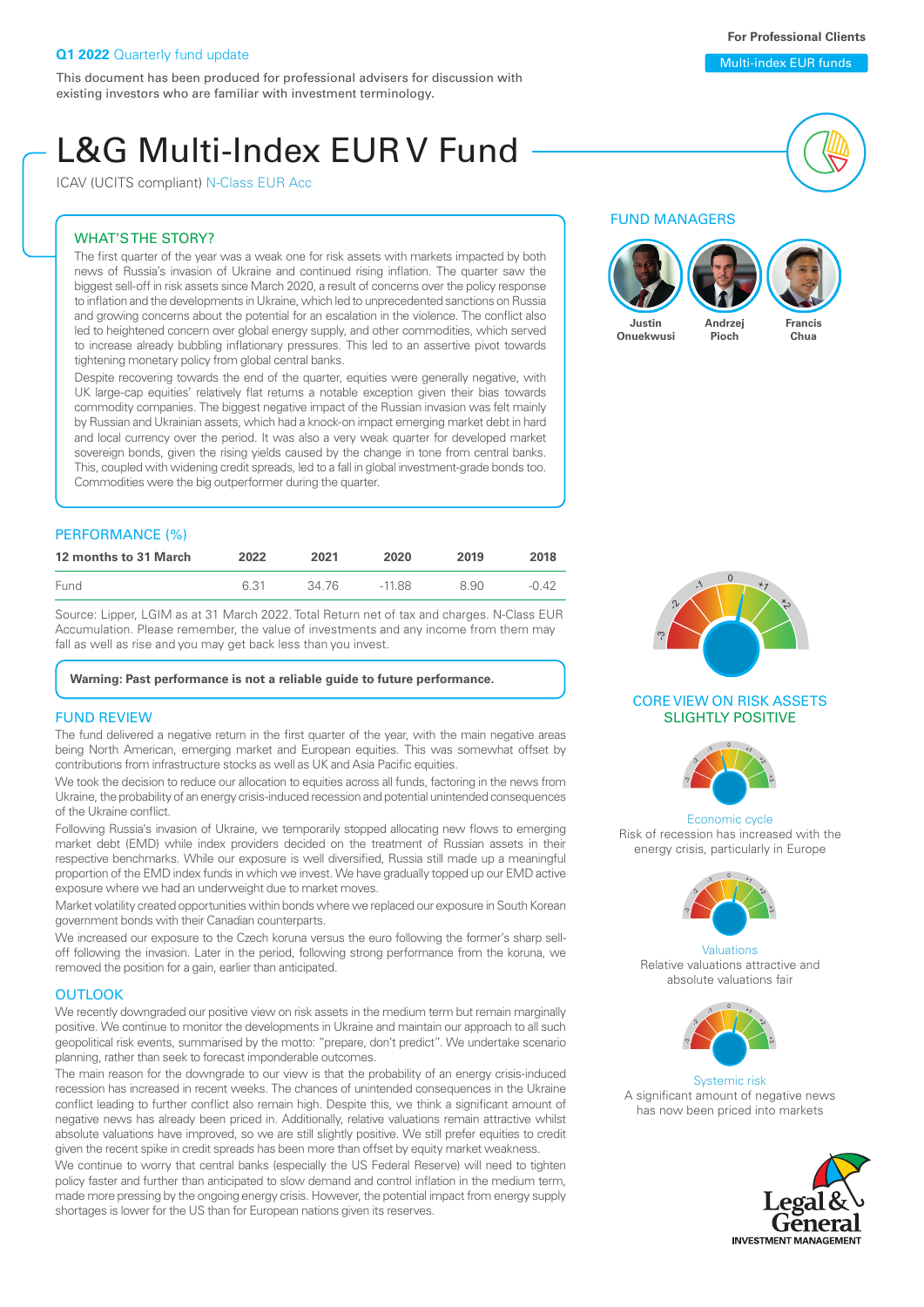**Q1 2022** Quarterly fund update

This document has been produced for professional advisers for discussion with existing investors who are familiar with investment terminology.

For Professional Clients

Multi-index EUR funds

# L&G Multi-Index EUR V Fund

ICAV (UCITS compliant) N-Class EUR Acc

## WHAT'S THE STORY?

The first quarter of the year was a weak one for risk assets with markets impacted by both news of Russia's invasion of Ukraine and continued rising inflation. The quarter saw the biggest sell-off in risk assets since March 2020, a result of concerns over the policy response to inflation and the developments in Ukraine, which led to unprecedented sanctions on Russia and growing concerns about the potential for an escalation in the violence. The conflict also led to heightened concern over global energy supply, and other commodities, which served to increase already bubbling inflationary pressures. This led to an assertive pivot towards tightening monetary policy from global central banks.

Despite recovering towards the end of the quarter, equities were generally negative, with UK large-cap equities' relatively flat returns a notable exception given their bias towards commodity companies. The biggest negative impact of the Russian invasion was felt mainly by Russian and Ukrainian assets, which had a knock-on impact emerging market debt in hard and local currency over the period. It was also a very weak quarter for developed market sovereign bonds, given the rising yields caused by the change in tone from central banks. This, coupled with widening credit spreads, led to a fall in global investment-grade bonds too. Commodities were the big outperformer during the quarter.

## PERFORMANCE (%)

| 12 months to 31 March | 2022 | 2021 | 2020 | 2019 | 2018 |
|---|---|---|---|---|---|
| Fund | 6.31 | 34.76 | -11.88 | 8.90 | -0.42 |

Source: Lipper, LGIM as at 31 March 2022. Total Return net of tax and charges. N-Class EUR Accumulation. Please remember, the value of investments and any income from them may fall as well as rise and you may get back less than you invest.

**Warning: Past performance is not a reliable guide to future performance.**

## FUND REVIEW

The fund delivered a negative return in the first quarter of the year, with the main negative areas being North American, emerging market and European equities. This was somewhat offset by contributions from infrastructure stocks as well as UK and Asia Pacific equities.

We took the decision to reduce our allocation to equities across all funds, factoring in the news from Ukraine, the probability of an energy crisis-induced recession and potential unintended consequences of the Ukraine conflict.

Following Russia's invasion of Ukraine, we temporarily stopped allocating new flows to emerging market debt (EMD) while index providers decided on the treatment of Russian assets in their respective benchmarks. While our exposure is well diversified, Russia still made up a meaningful proportion of the EMD index funds in which we invest. We have gradually topped up our EMD active exposure where we had an underweight due to market moves.

Market volatility created opportunities within bonds where we replaced our exposure in South Korean government bonds with their Canadian counterparts.

We increased our exposure to the Czech koruna versus the euro following the former's sharp sell-off following the invasion. Later in the period, following strong performance from the koruna, we removed the position for a gain, earlier than anticipated.

## OUTLOOK

We recently downgraded our positive view on risk assets in the medium term but remain marginally positive. We continue to monitor the developments in Ukraine and maintain our approach to all such geopolitical risk events, summarised by the motto: "prepare, don't predict". We undertake scenario planning, rather than seek to forecast imponderable outcomes.

The main reason for the downgrade to our view is that the probability of an energy crisis-induced recession has increased in recent weeks. The chances of unintended consequences in the Ukraine conflict leading to further conflict also remain high. Despite this, we think a significant amount of negative news has already been priced in. Additionally, relative valuations remain attractive whilst absolute valuations have improved, so we are still slightly positive. We still prefer equities to credit given the recent spike in credit spreads has been more than offset by equity market weakness.

We continue to worry that central banks (especially the US Federal Reserve) will need to tighten policy faster and further than anticipated to slow demand and control inflation in the medium term, made more pressing by the ongoing energy crisis. However, the potential impact from energy supply shortages is lower for the US than for European nations given its reserves.

## FUND MANAGERS

Justin Onuekwusi, Andrzej Pioch, Francis Chua

## CORE VIEW ON RISK ASSETS SLIGHTLY POSITIVE

**Economic cycle**
Risk of recession has increased with the energy crisis, particularly in Europe

**Valuations**
Relative valuations attractive and absolute valuations fair

**Systemic risk**
A significant amount of negative news has now been priced into markets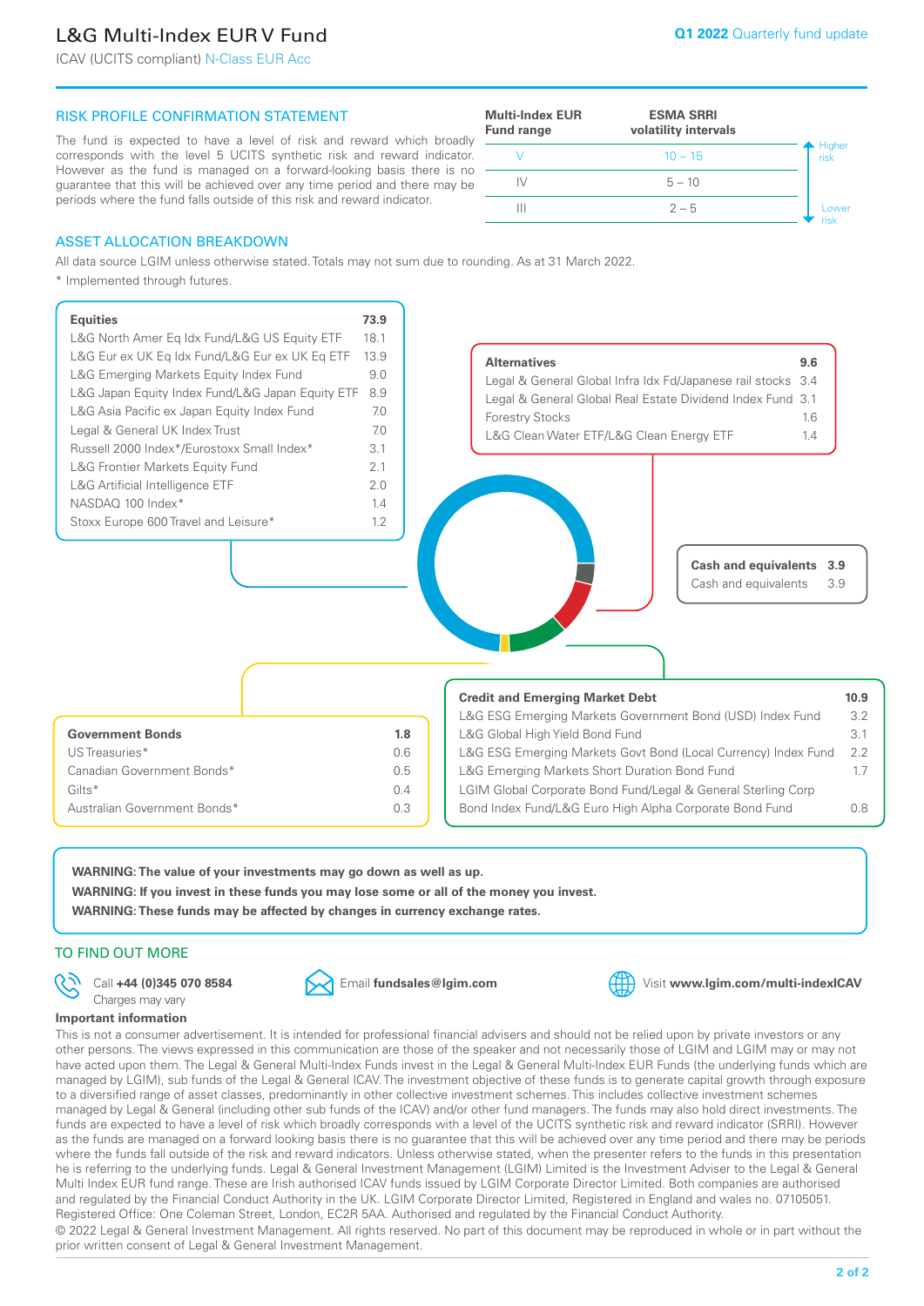# L&G Multi-Index EUR V Fund

ICAV (UCITS compliant) N-Class EUR Acc

**Q1 2022** Quarterly fund update

## RISK PROFILE CONFIRMATION STATEMENT

The fund is expected to have a level of risk and reward which broadly corresponds with the level 5 UCITS synthetic risk and reward indicator. However as the fund is managed on a forward-looking basis there is no guarantee that this will be achieved over any time period and there may be periods where the fund falls outside of this risk and reward indicator.

| Multi-Index EUR Fund range | ESMA SRRI volatility intervals |
|---|---|
| V | 10 – 15 |
| IV | 5 – 10 |
| III | 2 – 5 |

Higher risk
Lower risk

## ASSET ALLOCATION BREAKDOWN

All data source LGIM unless otherwise stated. Totals may not sum due to rounding. As at 31 March 2022.

\* Implemented through futures.

| Equities | 73.9 |
|---|---|
| L&G North Amer Eq Idx Fund/L&G US Equity ETF | 18.1 |
| L&G Eur ex UK Eq Idx Fund/L&G Eur ex UK Eq ETF | 13.9 |
| L&G Emerging Markets Equity Index Fund | 9.0 |
| L&G Japan Equity Index Fund/L&G Japan Equity ETF | 8.9 |
| L&G Asia Pacific ex Japan Equity Index Fund | 7.0 |
| Legal & General UK Index Trust | 7.0 |
| Russell 2000 Index*/Eurostoxx Small Index* | 3.1 |
| L&G Frontier Markets Equity Fund | 2.1 |
| L&G Artificial Intelligence ETF | 2.0 |
| NASDAQ 100 Index* | 1.4 |
| Stoxx Europe 600 Travel and Leisure* | 1.2 |

| Alternatives | 9.6 |
|---|---|
| Legal & General Global Infra Idx Fd/Japanese rail stocks | 3.4 |
| Legal & General Global Real Estate Dividend Index Fund | 3.1 |
| Forestry Stocks | 1.6 |
| L&G Clean Water ETF/L&G Clean Energy ETF | 1.4 |

| Cash and equivalents | 3.9 |
|---|---|
| Cash and equivalents | 3.9 |

| Government Bonds | 1.8 |
|---|---|
| US Treasuries* | 0.6 |
| Canadian Government Bonds* | 0.5 |
| Gilts* | 0.4 |
| Australian Government Bonds* | 0.3 |

| Credit and Emerging Market Debt | 10.9 |
|---|---|
| L&G ESG Emerging Markets Government Bond (USD) Index Fund | 3.2 |
| L&G Global High Yield Bond Fund | 3.1 |
| L&G ESG Emerging Markets Govt Bond (Local Currency) Index Fund | 2.2 |
| L&G Emerging Markets Short Duration Bond Fund | 1.7 |
| LGIM Global Corporate Bond Fund/Legal & General Sterling Corp Bond Index Fund/L&G Euro High Alpha Corporate Bond Fund | 0.8 |

**WARNING: The value of your investments may go down as well as up.**
**WARNING: If you invest in these funds you may lose some or all of the money you invest.**
**WARNING: These funds may be affected by changes in currency exchange rates.**

## TO FIND OUT MORE

Call **+44 (0)345 070 8584**
Charges may vary

Email **fundsales@lgim.com**

Visit **www.lgim.com/multi-indexICAV**

### Important information

This is not a consumer advertisement. It is intended for professional financial advisers and should not be relied upon by private investors or any other persons. The views expressed in this communication are those of the speaker and not necessarily those of LGIM and LGIM may or may not have acted upon them. The Legal & General Multi-Index Funds invest in the Legal & General Multi-Index EUR Funds (the underlying funds which are managed by LGIM), sub funds of the Legal & General ICAV. The investment objective of these funds is to generate capital growth through exposure to a diversified range of asset classes, predominantly in other collective investment schemes. This includes collective investment schemes managed by Legal & General (including other sub funds of the ICAV) and/or other fund managers. The funds may also hold direct investments. The funds are expected to have a level of risk which broadly corresponds with a level of the UCITS synthetic risk and reward indicator (SRRI). However as the funds are managed on a forward looking basis there is no guarantee that this will be achieved over any time period and there may be periods where the funds fall outside of the risk and reward indicators. Unless otherwise stated, when the presenter refers to the funds in this presentation he is referring to the underlying funds. Legal & General Investment Management (LGIM) Limited is the Investment Adviser to the Legal & General Multi Index EUR fund range. These are Irish authorised ICAV funds issued by LGIM Corporate Director Limited. Both companies are authorised and regulated by the Financial Conduct Authority in the UK. LGIM Corporate Director Limited, Registered in England and wales no. 07105051. Registered Office: One Coleman Street, London, EC2R 5AA. Authorised and regulated by the Financial Conduct Authority.

© 2022 Legal & General Investment Management. All rights reserved. No part of this document may be reproduced in whole or in part without the prior written consent of Legal & General Investment Management.